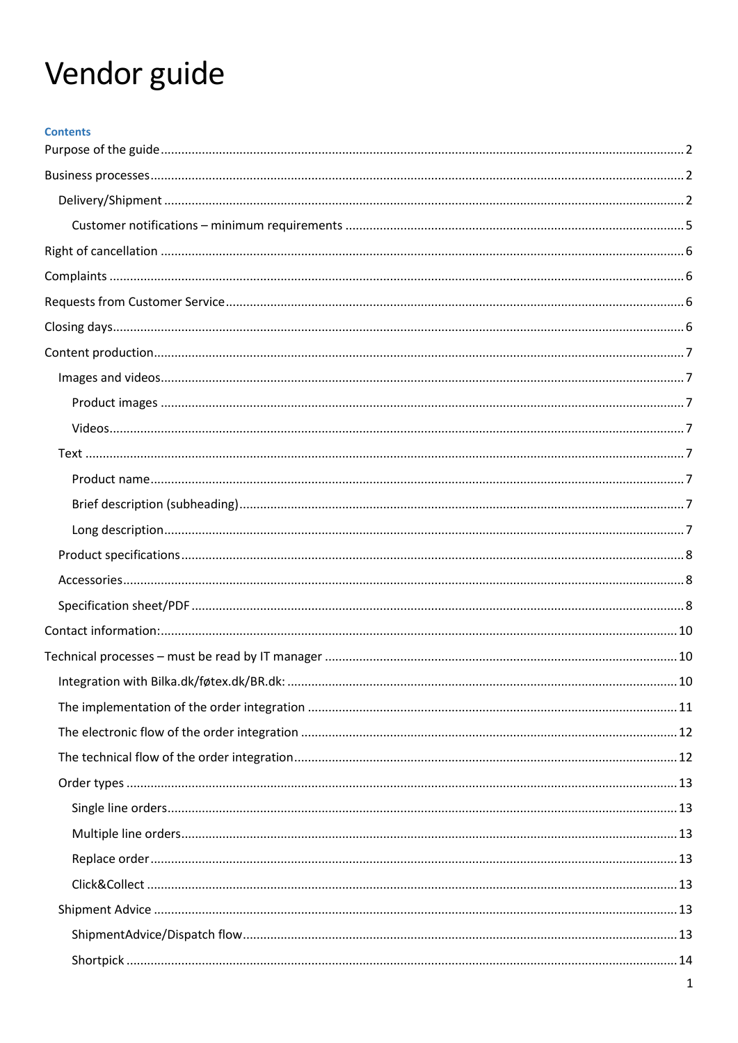# Vendor guide

**Contents**

Purpose of the guide ........ 2

Business processes ........ 2

- Delivery/Shipment ........ 2
  - Customer notifications – minimum requirements ........ 5

Right of cancellation ........ 6

Complaints ........ 6

Requests from Customer Service ........ 6

Closing days ........ 6

Content production ........ 7

- Images and videos ........ 7
  - Product images ........ 7
  - Videos ........ 7
- Text ........ 7
  - Product name ........ 7
  - Brief description (subheading) ........ 7
  - Long description ........ 7
- Product specifications ........ 8
- Accessories ........ 8
- Specification sheet/PDF ........ 8

Contact information: ........ 10

Technical processes – must be read by IT manager ........ 10

- Integration with Bilka.dk/føtex.dk/BR.dk: ........ 10
- The implementation of the order integration ........ 11
- The electronic flow of the order integration ........ 12
- The technical flow of the order integration ........ 12
- Order types ........ 13
  - Single line orders ........ 13
  - Multiple line orders ........ 13
  - Replace order ........ 13
  - Click&Collect ........ 13
- Shipment Advice ........ 13
  - ShipmentAdvice/Dispatch flow ........ 13
  - Shortpick ........ 14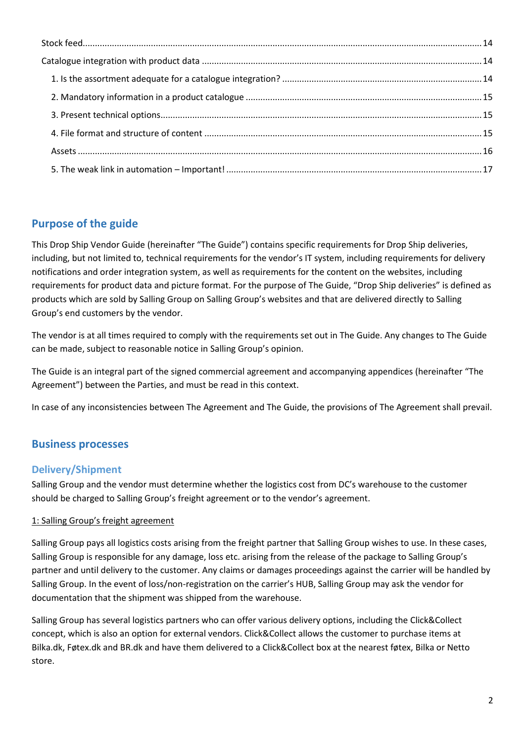Stock feed ..... 14

Catalogue integration with product data ..... 14

1. Is the assortment adequate for a catalogue integration? ..... 14
2. Mandatory information in a product catalogue ..... 15
3. Present technical options ..... 15
4. File format and structure of content ..... 15

Assets ..... 16

5. The weak link in automation – Important! ..... 17

## Purpose of the guide

This Drop Ship Vendor Guide (hereinafter "The Guide") contains specific requirements for Drop Ship deliveries, including, but not limited to, technical requirements for the vendor's IT system, including requirements for delivery notifications and order integration system, as well as requirements for the content on the websites, including requirements for product data and picture format. For the purpose of The Guide, "Drop Ship deliveries" is defined as products which are sold by Salling Group on Salling Group's websites and that are delivered directly to Salling Group's end customers by the vendor.

The vendor is at all times required to comply with the requirements set out in The Guide. Any changes to The Guide can be made, subject to reasonable notice in Salling Group's opinion.

The Guide is an integral part of the signed commercial agreement and accompanying appendices (hereinafter "The Agreement") between the Parties, and must be read in this context.

In case of any inconsistencies between The Agreement and The Guide, the provisions of The Agreement shall prevail.

## Business processes

### Delivery/Shipment

Salling Group and the vendor must determine whether the logistics cost from DC's warehouse to the customer should be charged to Salling Group's freight agreement or to the vendor's agreement.

<u>1: Salling Group's freight agreement</u>

Salling Group pays all logistics costs arising from the freight partner that Salling Group wishes to use. In these cases, Salling Group is responsible for any damage, loss etc. arising from the release of the package to Salling Group's partner and until delivery to the customer. Any claims or damages proceedings against the carrier will be handled by Salling Group. In the event of loss/non-registration on the carrier's HUB, Salling Group may ask the vendor for documentation that the shipment was shipped from the warehouse.

Salling Group has several logistics partners who can offer various delivery options, including the Click&Collect concept, which is also an option for external vendors. Click&Collect allows the customer to purchase items at Bilka.dk, Føtex.dk and BR.dk and have them delivered to a Click&Collect box at the nearest føtex, Bilka or Netto store.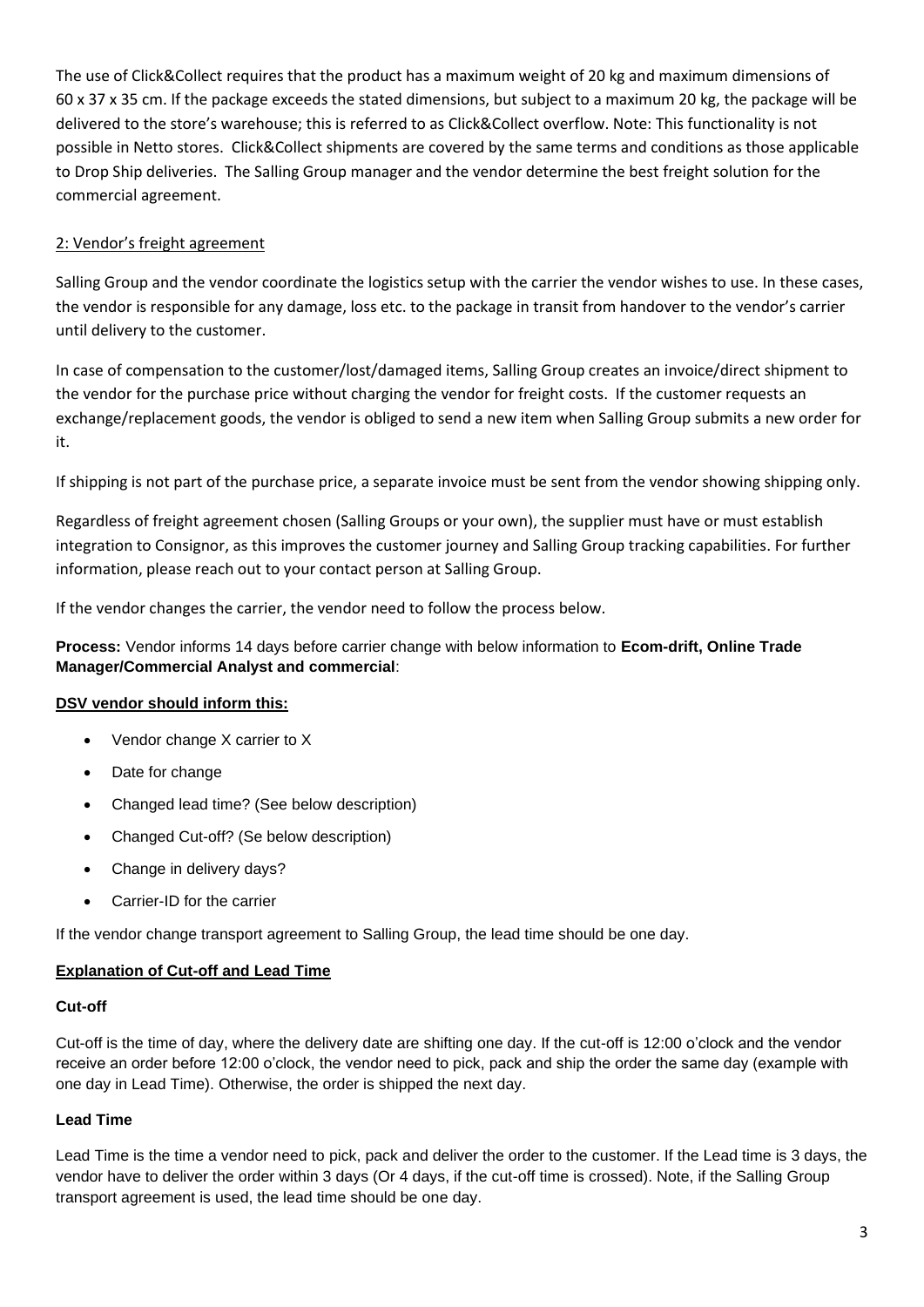The use of Click&Collect requires that the product has a maximum weight of 20 kg and maximum dimensions of 60 x 37 x 35 cm. If the package exceeds the stated dimensions, but subject to a maximum 20 kg, the package will be delivered to the store's warehouse; this is referred to as Click&Collect overflow. Note: This functionality is not possible in Netto stores. Click&Collect shipments are covered by the same terms and conditions as those applicable to Drop Ship deliveries. The Salling Group manager and the vendor determine the best freight solution for the commercial agreement.

## 2: Vendor's freight agreement

Salling Group and the vendor coordinate the logistics setup with the carrier the vendor wishes to use. In these cases, the vendor is responsible for any damage, loss etc. to the package in transit from handover to the vendor's carrier until delivery to the customer.

In case of compensation to the customer/lost/damaged items, Salling Group creates an invoice/direct shipment to the vendor for the purchase price without charging the vendor for freight costs. If the customer requests an exchange/replacement goods, the vendor is obliged to send a new item when Salling Group submits a new order for it.

If shipping is not part of the purchase price, a separate invoice must be sent from the vendor showing shipping only.

Regardless of freight agreement chosen (Salling Groups or your own), the supplier must have or must establish integration to Consignor, as this improves the customer journey and Salling Group tracking capabilities. For further information, please reach out to your contact person at Salling Group.

If the vendor changes the carrier, the vendor need to follow the process below.

**Process:** Vendor informs 14 days before carrier change with below information to **Ecom-drift, Online Trade Manager/Commercial Analyst and commercial**:

**DSV vendor should inform this:**

- Vendor change X carrier to X
- Date for change
- Changed lead time? (See below description)
- Changed Cut-off? (Se below description)
- Change in delivery days?
- Carrier-ID for the carrier

If the vendor change transport agreement to Salling Group, the lead time should be one day.

### Explanation of Cut-off and Lead Time

#### Cut-off

Cut-off is the time of day, where the delivery date are shifting one day. If the cut-off is 12:00 o'clock and the vendor receive an order before 12:00 o'clock, the vendor need to pick, pack and ship the order the same day (example with one day in Lead Time). Otherwise, the order is shipped the next day.

#### Lead Time

Lead Time is the time a vendor need to pick, pack and deliver the order to the customer. If the Lead time is 3 days, the vendor have to deliver the order within 3 days (Or 4 days, if the cut-off time is crossed). Note, if the Salling Group transport agreement is used, the lead time should be one day.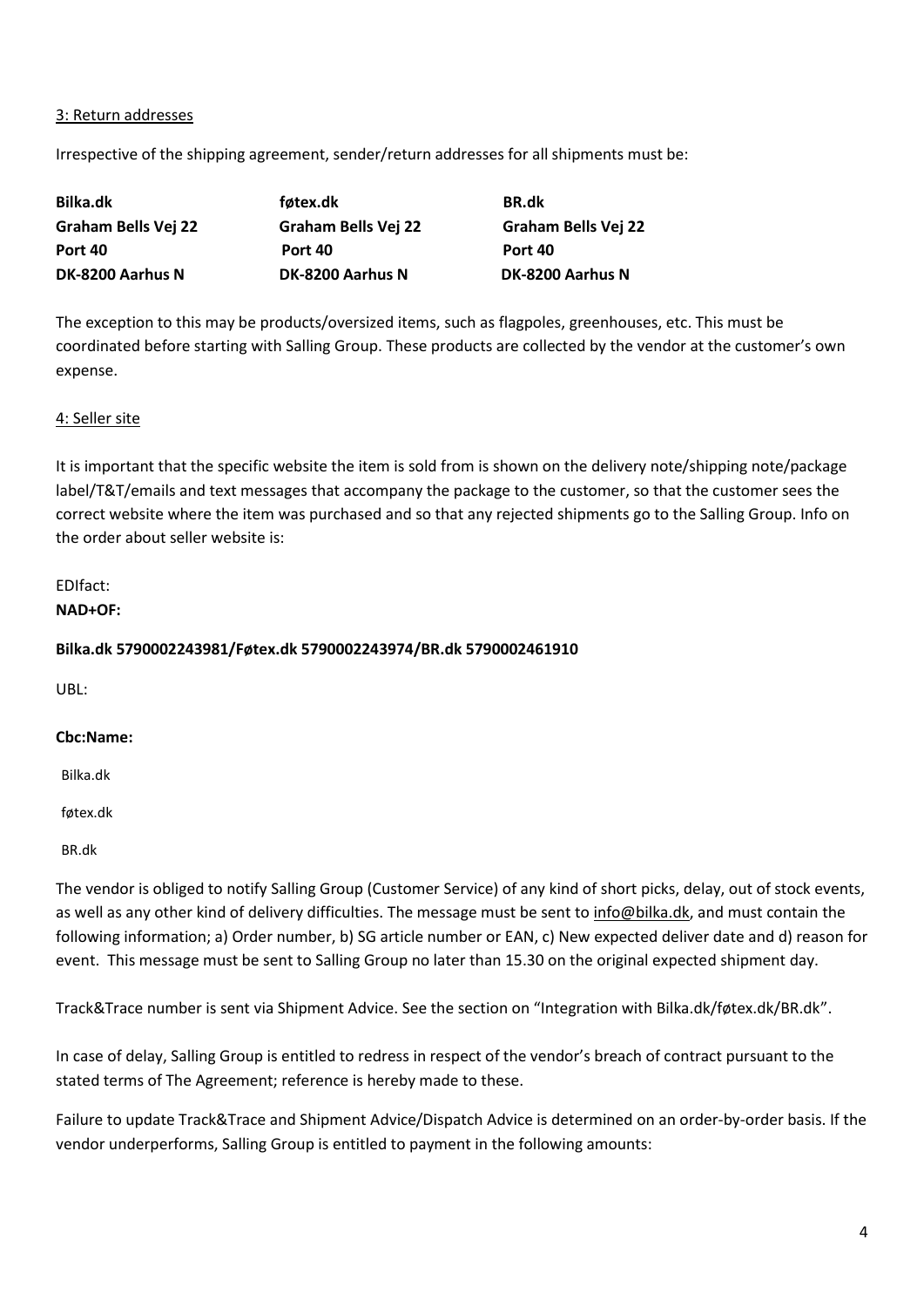3: Return addresses

Irrespective of the shipping agreement, sender/return addresses for all shipments must be:

| **Bilka.dk** | **føtex.dk** | **BR.dk** |
|---|---|---|
| **Graham Bells Vej 22** | **Graham Bells Vej 22** | **Graham Bells Vej 22** |
| **Port 40** | **Port 40** | **Port 40** |
| **DK-8200 Aarhus N** | **DK-8200 Aarhus N** | **DK-8200 Aarhus N** |

The exception to this may be products/oversized items, such as flagpoles, greenhouses, etc. This must be coordinated before starting with Salling Group. These products are collected by the vendor at the customer's own expense.

4: Seller site

It is important that the specific website the item is sold from is shown on the delivery note/shipping note/package label/T&T/emails and text messages that accompany the package to the customer, so that the customer sees the correct website where the item was purchased and so that any rejected shipments go to the Salling Group. Info on the order about seller website is:

EDIfact:

**NAD+OF:**

**Bilka.dk 5790002243981/Føtex.dk 5790002243974/BR.dk 5790002461910**

UBL:

**Cbc:Name:**

Bilka.dk

føtex.dk

BR.dk

The vendor is obliged to notify Salling Group (Customer Service) of any kind of short picks, delay, out of stock events, as well as any other kind of delivery difficulties. The message must be sent to info@bilka.dk, and must contain the following information; a) Order number, b) SG article number or EAN, c) New expected deliver date and d) reason for event. This message must be sent to Salling Group no later than 15.30 on the original expected shipment day.

Track&Trace number is sent via Shipment Advice. See the section on "Integration with Bilka.dk/føtex.dk/BR.dk".

In case of delay, Salling Group is entitled to redress in respect of the vendor's breach of contract pursuant to the stated terms of The Agreement; reference is hereby made to these.

Failure to update Track&Trace and Shipment Advice/Dispatch Advice is determined on an order-by-order basis. If the vendor underperforms, Salling Group is entitled to payment in the following amounts: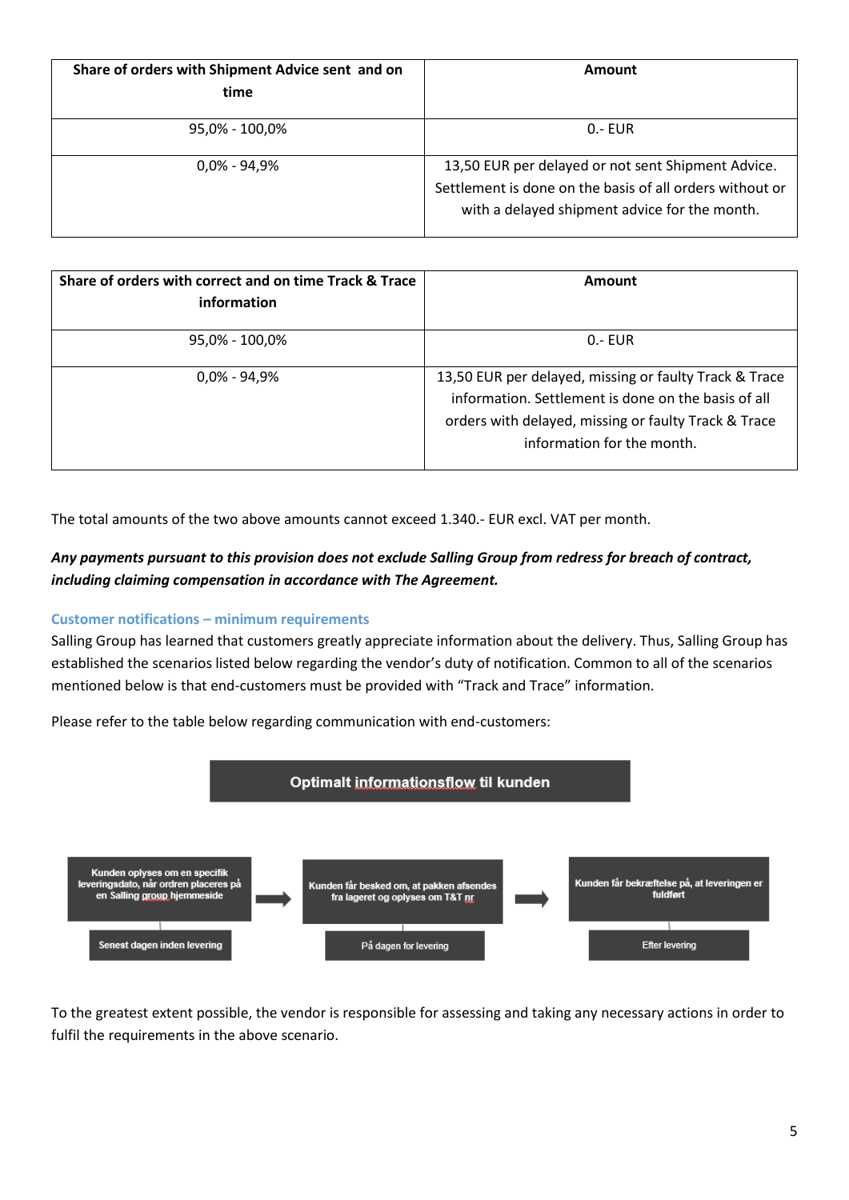| Share of orders with Shipment Advice sent and on time | Amount |
|---|---|
| 95,0% - 100,0% | 0.- EUR |
| 0,0% - 94,9% | 13,50 EUR per delayed or not sent Shipment Advice. Settlement is done on the basis of all orders without or with a delayed shipment advice for the month. |

| Share of orders with correct and on time Track & Trace information | Amount |
|---|---|
| 95,0% - 100,0% | 0.- EUR |
| 0,0% - 94,9% | 13,50 EUR per delayed, missing or faulty Track & Trace information. Settlement is done on the basis of all orders with delayed, missing or faulty Track & Trace information for the month. |

The total amounts of the two above amounts cannot exceed 1.340.- EUR excl. VAT per month.

***Any payments pursuant to this provision does not exclude Salling Group from redress for breach of contract, including claiming compensation in accordance with The Agreement.***

### Customer notifications – minimum requirements

Salling Group has learned that customers greatly appreciate information about the delivery. Thus, Salling Group has established the scenarios listed below regarding the vendor's duty of notification. Common to all of the scenarios mentioned below is that end-customers must be provided with "Track and Trace" information.

Please refer to the table below regarding communication with end-customers:

**Optimalt informationsflow til kunden**

Kunden oplyses om en specifik leveringsdato, når ordren placeres på en Salling group hjemmeside → Kunden får besked om, at pakken afsendes fra lageret og oplyses om T&T nr → Kunden får bekræftelse på, at leveringen er fuldført

Senest dagen inden levering | På dagen for levering | Efter levering

To the greatest extent possible, the vendor is responsible for assessing and taking any necessary actions in order to fulfil the requirements in the above scenario.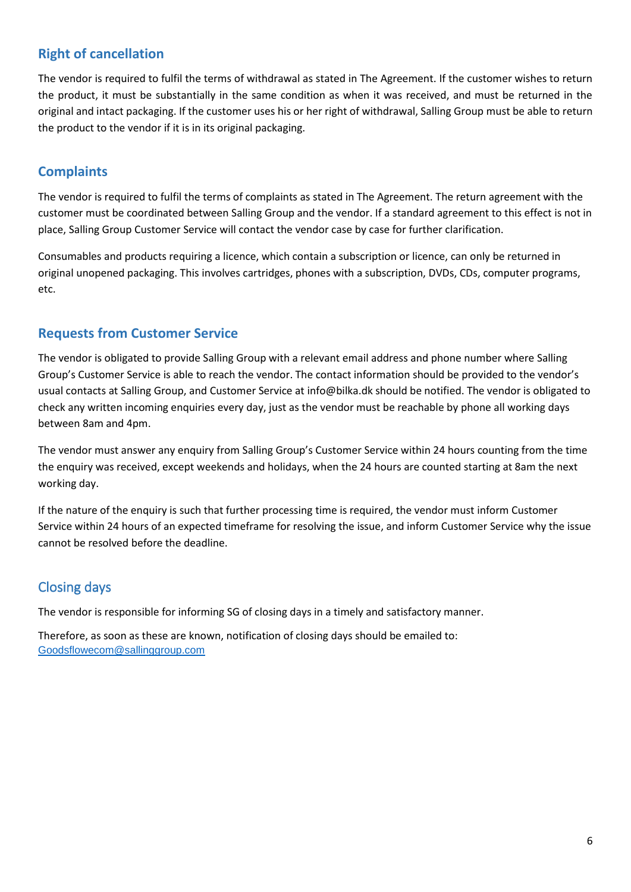## Right of cancellation

The vendor is required to fulfil the terms of withdrawal as stated in The Agreement. If the customer wishes to return the product, it must be substantially in the same condition as when it was received, and must be returned in the original and intact packaging. If the customer uses his or her right of withdrawal, Salling Group must be able to return the product to the vendor if it is in its original packaging.

## Complaints

The vendor is required to fulfil the terms of complaints as stated in The Agreement. The return agreement with the customer must be coordinated between Salling Group and the vendor. If a standard agreement to this effect is not in place, Salling Group Customer Service will contact the vendor case by case for further clarification.

Consumables and products requiring a licence, which contain a subscription or licence, can only be returned in original unopened packaging. This involves cartridges, phones with a subscription, DVDs, CDs, computer programs, etc.

## Requests from Customer Service

The vendor is obligated to provide Salling Group with a relevant email address and phone number where Salling Group's Customer Service is able to reach the vendor. The contact information should be provided to the vendor's usual contacts at Salling Group, and Customer Service at info@bilka.dk should be notified. The vendor is obligated to check any written incoming enquiries every day, just as the vendor must be reachable by phone all working days between 8am and 4pm.

The vendor must answer any enquiry from Salling Group's Customer Service within 24 hours counting from the time the enquiry was received, except weekends and holidays, when the 24 hours are counted starting at 8am the next working day.

If the nature of the enquiry is such that further processing time is required, the vendor must inform Customer Service within 24 hours of an expected timeframe for resolving the issue, and inform Customer Service why the issue cannot be resolved before the deadline.

## Closing days

The vendor is responsible for informing SG of closing days in a timely and satisfactory manner.

Therefore, as soon as these are known, notification of closing days should be emailed to: Goodsflowecom@sallinggroup.com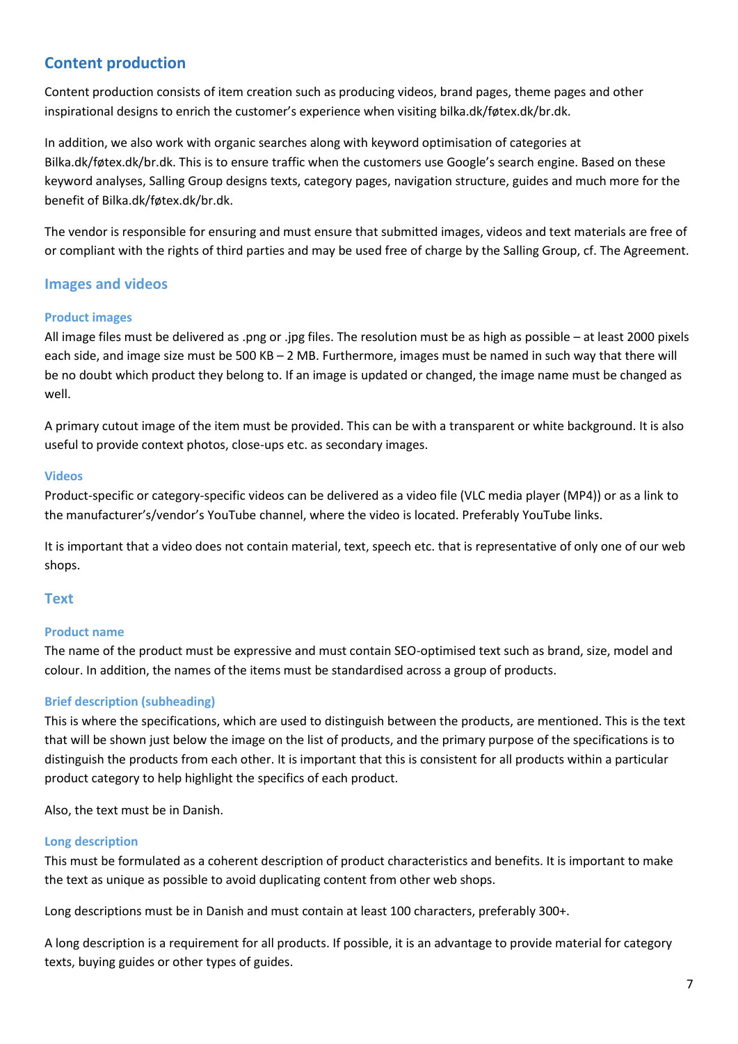## Content production

Content production consists of item creation such as producing videos, brand pages, theme pages and other inspirational designs to enrich the customer's experience when visiting bilka.dk/føtex.dk/br.dk.

In addition, we also work with organic searches along with keyword optimisation of categories at Bilka.dk/føtex.dk/br.dk. This is to ensure traffic when the customers use Google's search engine. Based on these keyword analyses, Salling Group designs texts, category pages, navigation structure, guides and much more for the benefit of Bilka.dk/føtex.dk/br.dk.

The vendor is responsible for ensuring and must ensure that submitted images, videos and text materials are free of or compliant with the rights of third parties and may be used free of charge by the Salling Group, cf. The Agreement.

### Images and videos

#### Product images

All image files must be delivered as .png or .jpg files. The resolution must be as high as possible – at least 2000 pixels each side, and image size must be 500 KB – 2 MB. Furthermore, images must be named in such way that there will be no doubt which product they belong to. If an image is updated or changed, the image name must be changed as well.

A primary cutout image of the item must be provided. This can be with a transparent or white background. It is also useful to provide context photos, close-ups etc. as secondary images.

#### Videos

Product-specific or category-specific videos can be delivered as a video file (VLC media player (MP4)) or as a link to the manufacturer's/vendor's YouTube channel, where the video is located. Preferably YouTube links.

It is important that a video does not contain material, text, speech etc. that is representative of only one of our web shops.

### Text

#### Product name

The name of the product must be expressive and must contain SEO-optimised text such as brand, size, model and colour. In addition, the names of the items must be standardised across a group of products.

#### Brief description (subheading)

This is where the specifications, which are used to distinguish between the products, are mentioned. This is the text that will be shown just below the image on the list of products, and the primary purpose of the specifications is to distinguish the products from each other. It is important that this is consistent for all products within a particular product category to help highlight the specifics of each product.

Also, the text must be in Danish.

#### Long description

This must be formulated as a coherent description of product characteristics and benefits. It is important to make the text as unique as possible to avoid duplicating content from other web shops.

Long descriptions must be in Danish and must contain at least 100 characters, preferably 300+.

A long description is a requirement for all products. If possible, it is an advantage to provide material for category texts, buying guides or other types of guides.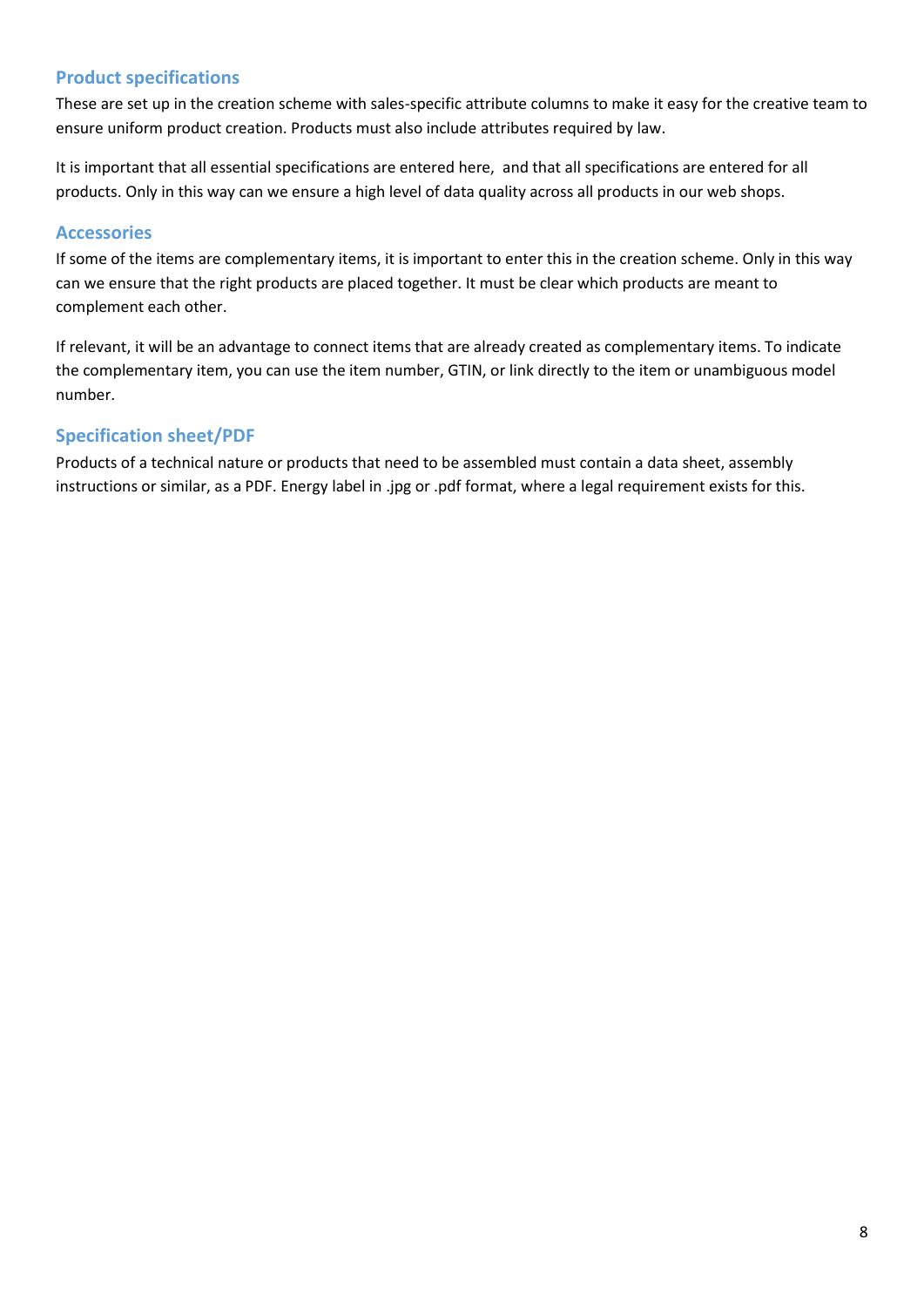## Product specifications

These are set up in the creation scheme with sales-specific attribute columns to make it easy for the creative team to ensure uniform product creation. Products must also include attributes required by law.

It is important that all essential specifications are entered here,  and that all specifications are entered for all products. Only in this way can we ensure a high level of data quality across all products in our web shops.

## Accessories

If some of the items are complementary items, it is important to enter this in the creation scheme. Only in this way can we ensure that the right products are placed together. It must be clear which products are meant to complement each other.

If relevant, it will be an advantage to connect items that are already created as complementary items. To indicate the complementary item, you can use the item number, GTIN, or link directly to the item or unambiguous model number.

## Specification sheet/PDF

Products of a technical nature or products that need to be assembled must contain a data sheet, assembly instructions or similar, as a PDF. Energy label in .jpg or .pdf format, where a legal requirement exists for this.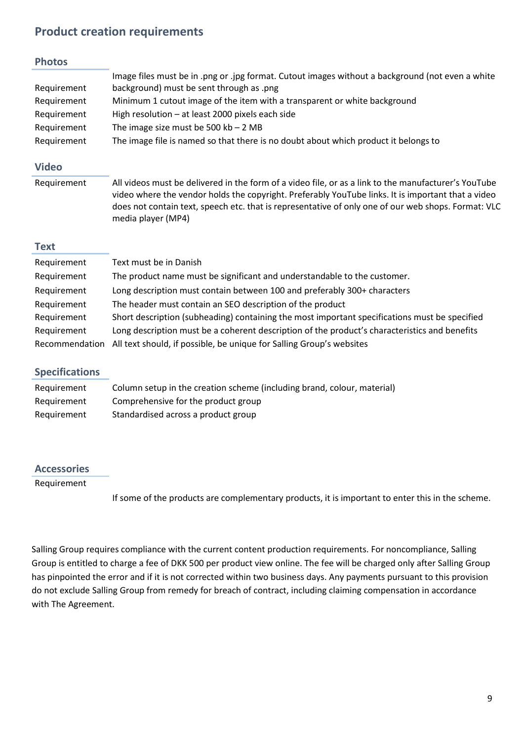## Product creation requirements

### Photos

| | |
|---|---|
| Requirement | Image files must be in .png or .jpg format. Cutout images without a background (not even a white background) must be sent through as .png |
| Requirement | Minimum 1 cutout image of the item with a transparent or white background |
| Requirement | High resolution – at least 2000 pixels each side |
| Requirement | The image size must be 500 kb – 2 MB |
| Requirement | The image file is named so that there is no doubt about which product it belongs to |

### Video

| | |
|---|---|
| Requirement | All videos must be delivered in the form of a video file, or as a link to the manufacturer's YouTube video where the vendor holds the copyright. Preferably YouTube links. It is important that a video does not contain text, speech etc. that is representative of only one of our web shops. Format: VLC media player (MP4) |

### Text

| | |
|---|---|
| Requirement | Text must be in Danish |
| Requirement | The product name must be significant and understandable to the customer. |
| Requirement | Long description must contain between 100 and preferably 300+ characters |
| Requirement | The header must contain an SEO description of the product |
| Requirement | Short description (subheading) containing the most important specifications must be specified |
| Requirement | Long description must be a coherent description of the product's characteristics and benefits |
| Recommendation | All text should, if possible, be unique for Salling Group's websites |

### Specifications

| | |
|---|---|
| Requirement | Column setup in the creation scheme (including brand, colour, material) |
| Requirement | Comprehensive for the product group |
| Requirement | Standardised across a product group |

### Accessories

| | |
|---|---|
| Requirement | If some of the products are complementary products, it is important to enter this in the scheme. |

Salling Group requires compliance with the current content production requirements. For noncompliance, Salling Group is entitled to charge a fee of DKK 500 per product view online. The fee will be charged only after Salling Group has pinpointed the error and if it is not corrected within two business days. Any payments pursuant to this provision do not exclude Salling Group from remedy for breach of contract, including claiming compensation in accordance with The Agreement.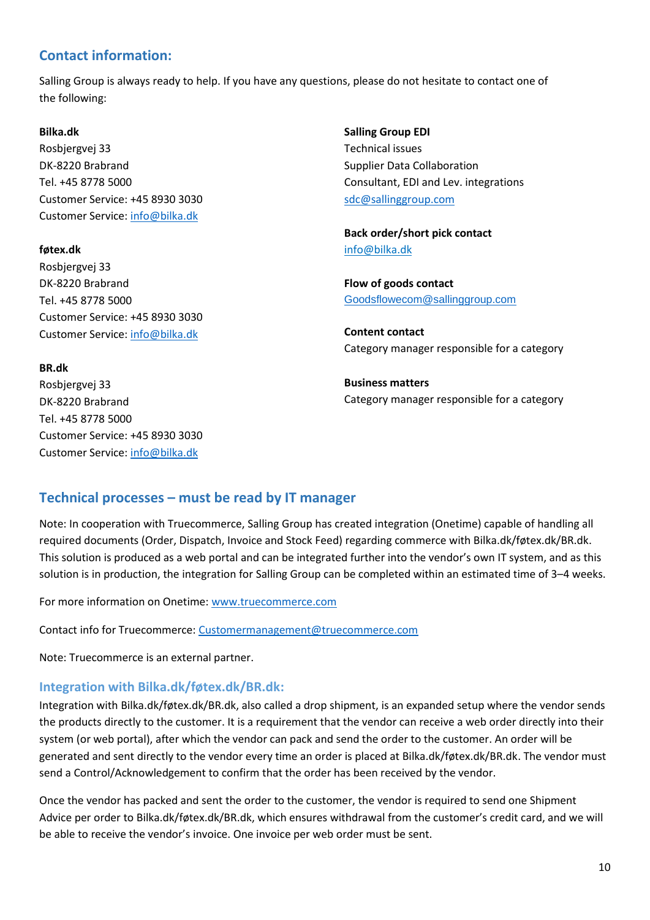## Contact information:

Salling Group is always ready to help. If you have any questions, please do not hesitate to contact one of the following:

**Bilka.dk**
Rosbjergvej 33
DK-8220 Brabrand
Tel. +45 8778 5000
Customer Service: +45 8930 3030
Customer Service: info@bilka.dk

**føtex.dk**
Rosbjergvej 33
DK-8220 Brabrand
Tel. +45 8778 5000
Customer Service: +45 8930 3030
Customer Service: info@bilka.dk

**BR.dk**
Rosbjergvej 33
DK-8220 Brabrand
Tel. +45 8778 5000
Customer Service: +45 8930 3030
Customer Service: info@bilka.dk

**Salling Group EDI**
Technical issues
Supplier Data Collaboration
Consultant, EDI and Lev. integrations
sdc@sallinggroup.com

**Back order/short pick contact**
info@bilka.dk

**Flow of goods contact**
Goodsflowecom@sallinggroup.com

**Content contact**
Category manager responsible for a category

**Business matters**
Category manager responsible for a category

## Technical processes – must be read by IT manager

Note: In cooperation with Truecommerce, Salling Group has created integration (Onetime) capable of handling all required documents (Order, Dispatch, Invoice and Stock Feed) regarding commerce with Bilka.dk/føtex.dk/BR.dk. This solution is produced as a web portal and can be integrated further into the vendor's own IT system, and as this solution is in production, the integration for Salling Group can be completed within an estimated time of 3–4 weeks.

For more information on Onetime: www.truecommerce.com

Contact info for Truecommerce: Customermanagement@truecommerce.com

Note: Truecommerce is an external partner.

### Integration with Bilka.dk/føtex.dk/BR.dk:

Integration with Bilka.dk/føtex.dk/BR.dk, also called a drop shipment, is an expanded setup where the vendor sends the products directly to the customer. It is a requirement that the vendor can receive a web order directly into their system (or web portal), after which the vendor can pack and send the order to the customer. An order will be generated and sent directly to the vendor every time an order is placed at Bilka.dk/føtex.dk/BR.dk. The vendor must send a Control/Acknowledgement to confirm that the order has been received by the vendor.

Once the vendor has packed and sent the order to the customer, the vendor is required to send one Shipment Advice per order to Bilka.dk/føtex.dk/BR.dk, which ensures withdrawal from the customer's credit card, and we will be able to receive the vendor's invoice. One invoice per web order must be sent.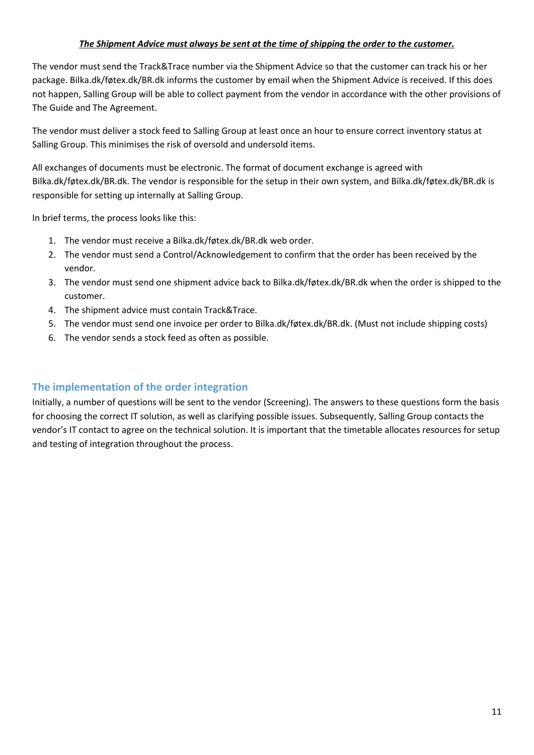***The Shipment Advice must always be sent at the time of shipping the order to the customer.***

The vendor must send the Track&Trace number via the Shipment Advice so that the customer can track his or her package. Bilka.dk/føtex.dk/BR.dk informs the customer by email when the Shipment Advice is received. If this does not happen, Salling Group will be able to collect payment from the vendor in accordance with the other provisions of The Guide and The Agreement.

The vendor must deliver a stock feed to Salling Group at least once an hour to ensure correct inventory status at Salling Group. This minimises the risk of oversold and undersold items.

All exchanges of documents must be electronic. The format of document exchange is agreed with Bilka.dk/føtex.dk/BR.dk. The vendor is responsible for the setup in their own system, and Bilka.dk/føtex.dk/BR.dk is responsible for setting up internally at Salling Group.

In brief terms, the process looks like this:

1. The vendor must receive a Bilka.dk/føtex.dk/BR.dk web order.
2. The vendor must send a Control/Acknowledgement to confirm that the order has been received by the vendor.
3. The vendor must send one shipment advice back to Bilka.dk/føtex.dk/BR.dk when the order is shipped to the customer.
4. The shipment advice must contain Track&Trace.
5. The vendor must send one invoice per order to Bilka.dk/føtex.dk/BR.dk. (Must not include shipping costs)
6. The vendor sends a stock feed as often as possible.

## The implementation of the order integration

Initially, a number of questions will be sent to the vendor (Screening). The answers to these questions form the basis for choosing the correct IT solution, as well as clarifying possible issues. Subsequently, Salling Group contacts the vendor's IT contact to agree on the technical solution. It is important that the timetable allocates resources for setup and testing of integration throughout the process.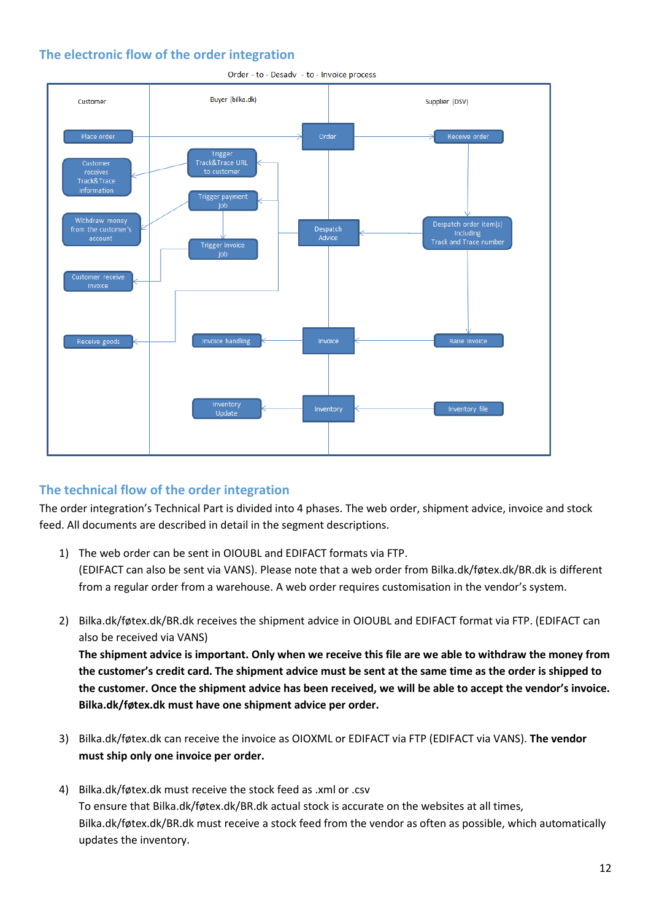## The electronic flow of the order integration

Order - to - Desadv - to - Invoice process

## The technical flow of the order integration

The order integration's Technical Part is divided into 4 phases. The web order, shipment advice, invoice and stock feed. All documents are described in detail in the segment descriptions.

1) The web order can be sent in OIOUBL and EDIFACT formats via FTP.
   (EDIFACT can also be sent via VANS). Please note that a web order from Bilka.dk/føtex.dk/BR.dk is different from a regular order from a warehouse. A web order requires customisation in the vendor's system.

2) Bilka.dk/føtex.dk/BR.dk receives the shipment advice in OIOUBL and EDIFACT format via FTP. (EDIFACT can also be received via VANS)
   **The shipment advice is important. Only when we receive this file are we able to withdraw the money from the customer's credit card. The shipment advice must be sent at the same time as the order is shipped to the customer. Once the shipment advice has been received, we will be able to accept the vendor's invoice. Bilka.dk/føtex.dk must have one shipment advice per order.**

3) Bilka.dk/føtex.dk can receive the invoice as OIOXML or EDIFACT via FTP (EDIFACT via VANS). **The vendor must ship only one invoice per order.**

4) Bilka.dk/føtex.dk must receive the stock feed as .xml or .csv
   To ensure that Bilka.dk/føtex.dk/BR.dk actual stock is accurate on the websites at all times, Bilka.dk/føtex.dk/BR.dk must receive a stock feed from the vendor as often as possible, which automatically updates the inventory.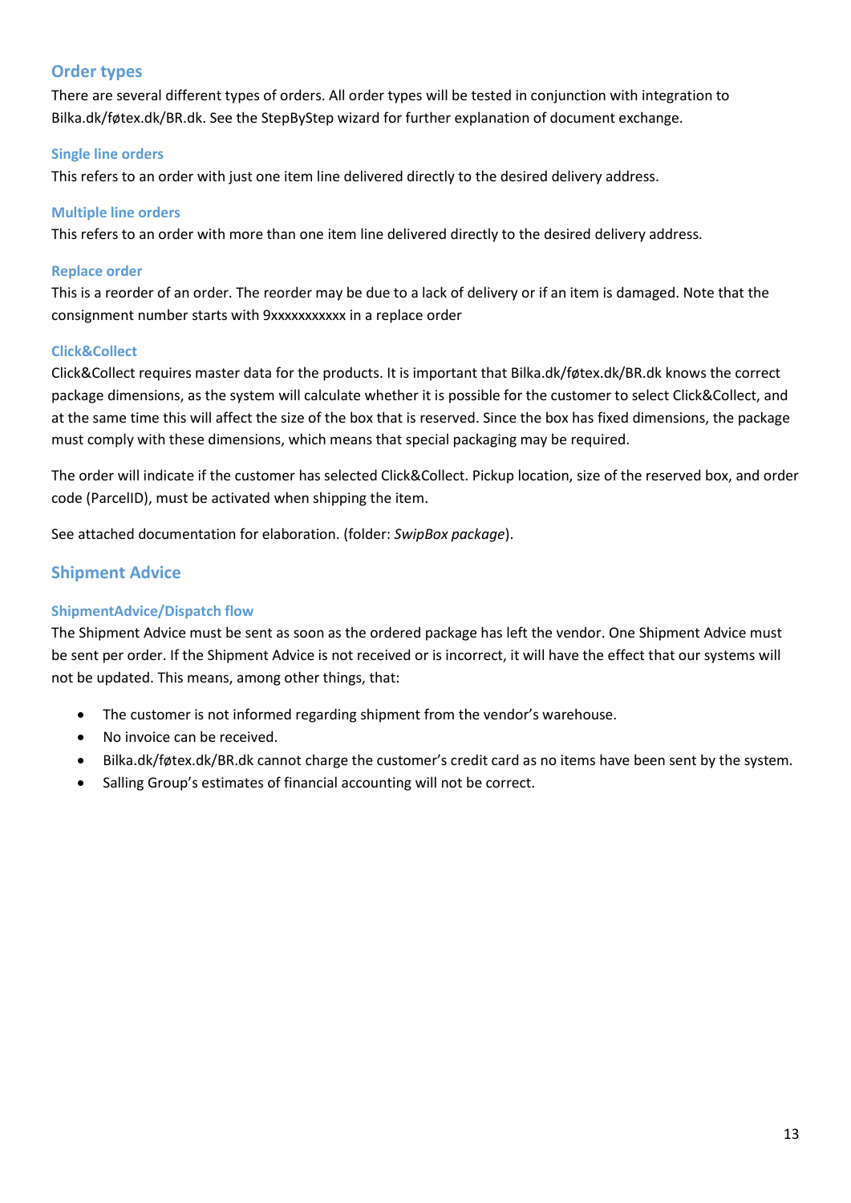## Order types

There are several different types of orders. All order types will be tested in conjunction with integration to Bilka.dk/føtex.dk/BR.dk. See the StepByStep wizard for further explanation of document exchange.

### Single line orders

This refers to an order with just one item line delivered directly to the desired delivery address.

### Multiple line orders

This refers to an order with more than one item line delivered directly to the desired delivery address.

### Replace order

This is a reorder of an order. The reorder may be due to a lack of delivery or if an item is damaged. Note that the consignment number starts with 9xxxxxxxxxxx in a replace order

### Click&Collect

Click&Collect requires master data for the products. It is important that Bilka.dk/føtex.dk/BR.dk knows the correct package dimensions, as the system will calculate whether it is possible for the customer to select Click&Collect, and at the same time this will affect the size of the box that is reserved. Since the box has fixed dimensions, the package must comply with these dimensions, which means that special packaging may be required.

The order will indicate if the customer has selected Click&Collect. Pickup location, size of the reserved box, and order code (ParcelID), must be activated when shipping the item.

See attached documentation for elaboration. (folder: *SwipBox package*).

## Shipment Advice

### ShipmentAdvice/Dispatch flow

The Shipment Advice must be sent as soon as the ordered package has left the vendor. One Shipment Advice must be sent per order. If the Shipment Advice is not received or is incorrect, it will have the effect that our systems will not be updated. This means, among other things, that:

- The customer is not informed regarding shipment from the vendor's warehouse.
- No invoice can be received.
- Bilka.dk/føtex.dk/BR.dk cannot charge the customer's credit card as no items have been sent by the system.
- Salling Group's estimates of financial accounting will not be correct.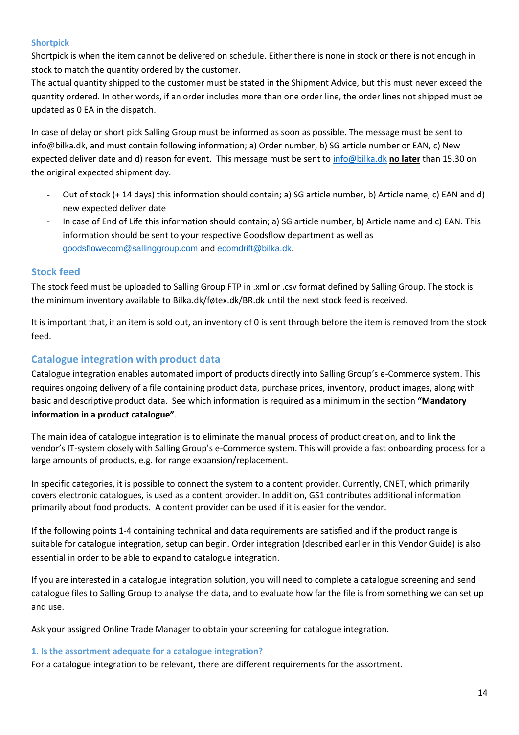### Shortpick

Shortpick is when the item cannot be delivered on schedule. Either there is none in stock or there is not enough in stock to match the quantity ordered by the customer.
The actual quantity shipped to the customer must be stated in the Shipment Advice, but this must never exceed the quantity ordered. In other words, if an order includes more than one order line, the order lines not shipped must be updated as 0 EA in the dispatch.

In case of delay or short pick Salling Group must be informed as soon as possible. The message must be sent to info@bilka.dk, and must contain following information; a) Order number, b) SG article number or EAN, c) New expected deliver date and d) reason for event. This message must be sent to info@bilka.dk **no later** than 15.30 on the original expected shipment day.

- Out of stock (+ 14 days) this information should contain; a) SG article number, b) Article name, c) EAN and d) new expected deliver date
- In case of End of Life this information should contain; a) SG article number, b) Article name and c) EAN. This information should be sent to your respective Goodsflow department as well as goodsflowecom@sallinggroup.com and ecomdrift@bilka.dk.

## Stock feed

The stock feed must be uploaded to Salling Group FTP in .xml or .csv format defined by Salling Group. The stock is the minimum inventory available to Bilka.dk/føtex.dk/BR.dk until the next stock feed is received.

It is important that, if an item is sold out, an inventory of 0 is sent through before the item is removed from the stock feed.

## Catalogue integration with product data

Catalogue integration enables automated import of products directly into Salling Group's e-Commerce system. This requires ongoing delivery of a file containing product data, purchase prices, inventory, product images, along with basic and descriptive product data. See which information is required as a minimum in the section **"Mandatory information in a product catalogue"**.

The main idea of catalogue integration is to eliminate the manual process of product creation, and to link the vendor's IT-system closely with Salling Group's e-Commerce system. This will provide a fast onboarding process for a large amounts of products, e.g. for range expansion/replacement.

In specific categories, it is possible to connect the system to a content provider. Currently, CNET, which primarily covers electronic catalogues, is used as a content provider. In addition, GS1 contributes additional information primarily about food products. A content provider can be used if it is easier for the vendor.

If the following points 1-4 containing technical and data requirements are satisfied and if the product range is suitable for catalogue integration, setup can begin. Order integration (described earlier in this Vendor Guide) is also essential in order to be able to expand to catalogue integration.

If you are interested in a catalogue integration solution, you will need to complete a catalogue screening and send catalogue files to Salling Group to analyse the data, and to evaluate how far the file is from something we can set up and use.

Ask your assigned Online Trade Manager to obtain your screening for catalogue integration.

### 1. Is the assortment adequate for a catalogue integration?

For a catalogue integration to be relevant, there are different requirements for the assortment.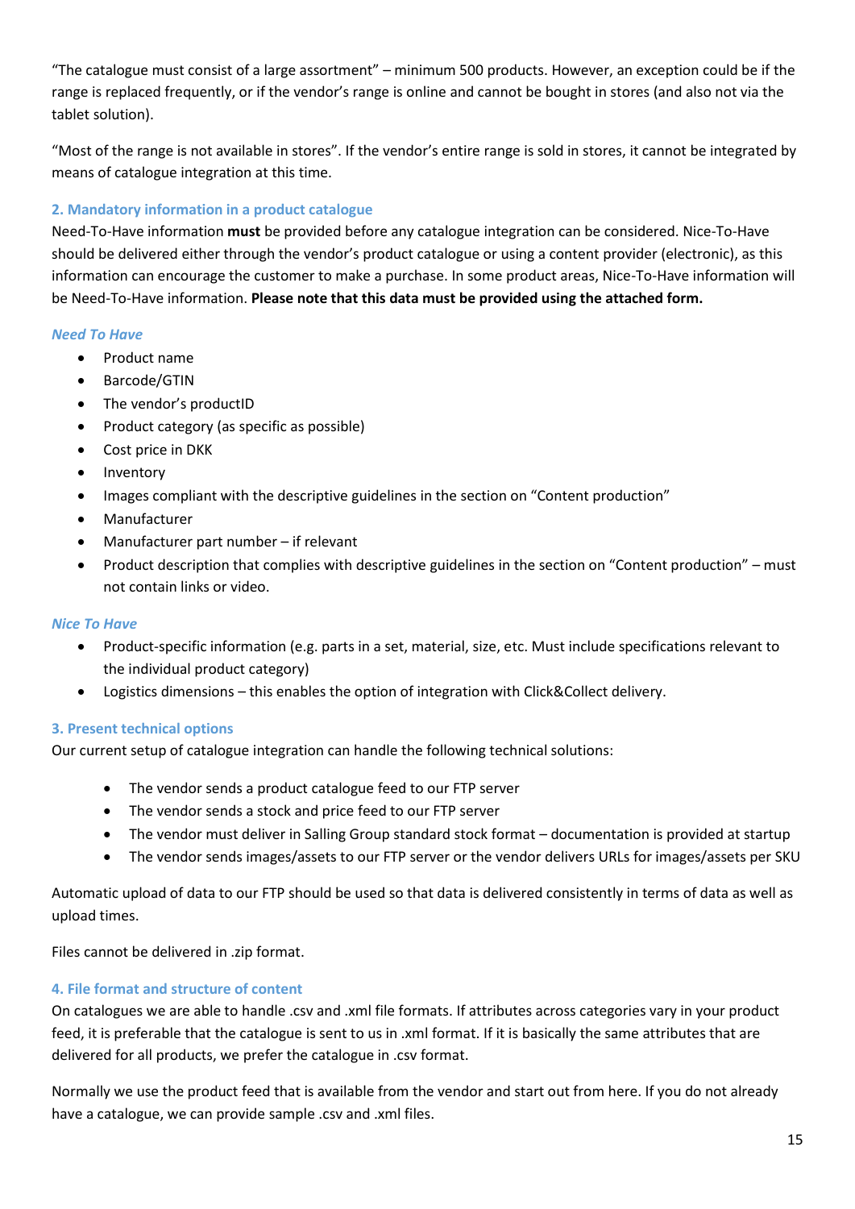"The catalogue must consist of a large assortment" – minimum 500 products. However, an exception could be if the range is replaced frequently, or if the vendor's range is online and cannot be bought in stores (and also not via the tablet solution).

"Most of the range is not available in stores". If the vendor's entire range is sold in stores, it cannot be integrated by means of catalogue integration at this time.

### 2. Mandatory information in a product catalogue

Need-To-Have information **must** be provided before any catalogue integration can be considered. Nice-To-Have should be delivered either through the vendor's product catalogue or using a content provider (electronic), as this information can encourage the customer to make a purchase. In some product areas, Nice-To-Have information will be Need-To-Have information. **Please note that this data must be provided using the attached form.**

#### *Need To Have*

- Product name
- Barcode/GTIN
- The vendor's productID
- Product category (as specific as possible)
- Cost price in DKK
- Inventory
- Images compliant with the descriptive guidelines in the section on "Content production"
- Manufacturer
- Manufacturer part number – if relevant
- Product description that complies with descriptive guidelines in the section on "Content production" – must not contain links or video.

#### *Nice To Have*

- Product-specific information (e.g. parts in a set, material, size, etc. Must include specifications relevant to the individual product category)
- Logistics dimensions – this enables the option of integration with Click&Collect delivery.

### 3. Present technical options

Our current setup of catalogue integration can handle the following technical solutions:

- The vendor sends a product catalogue feed to our FTP server
- The vendor sends a stock and price feed to our FTP server
- The vendor must deliver in Salling Group standard stock format – documentation is provided at startup
- The vendor sends images/assets to our FTP server or the vendor delivers URLs for images/assets per SKU

Automatic upload of data to our FTP should be used so that data is delivered consistently in terms of data as well as upload times.

Files cannot be delivered in .zip format.

### 4. File format and structure of content

On catalogues we are able to handle .csv and .xml file formats. If attributes across categories vary in your product feed, it is preferable that the catalogue is sent to us in .xml format. If it is basically the same attributes that are delivered for all products, we prefer the catalogue in .csv format.

Normally we use the product feed that is available from the vendor and start out from here. If you do not already have a catalogue, we can provide sample .csv and .xml files.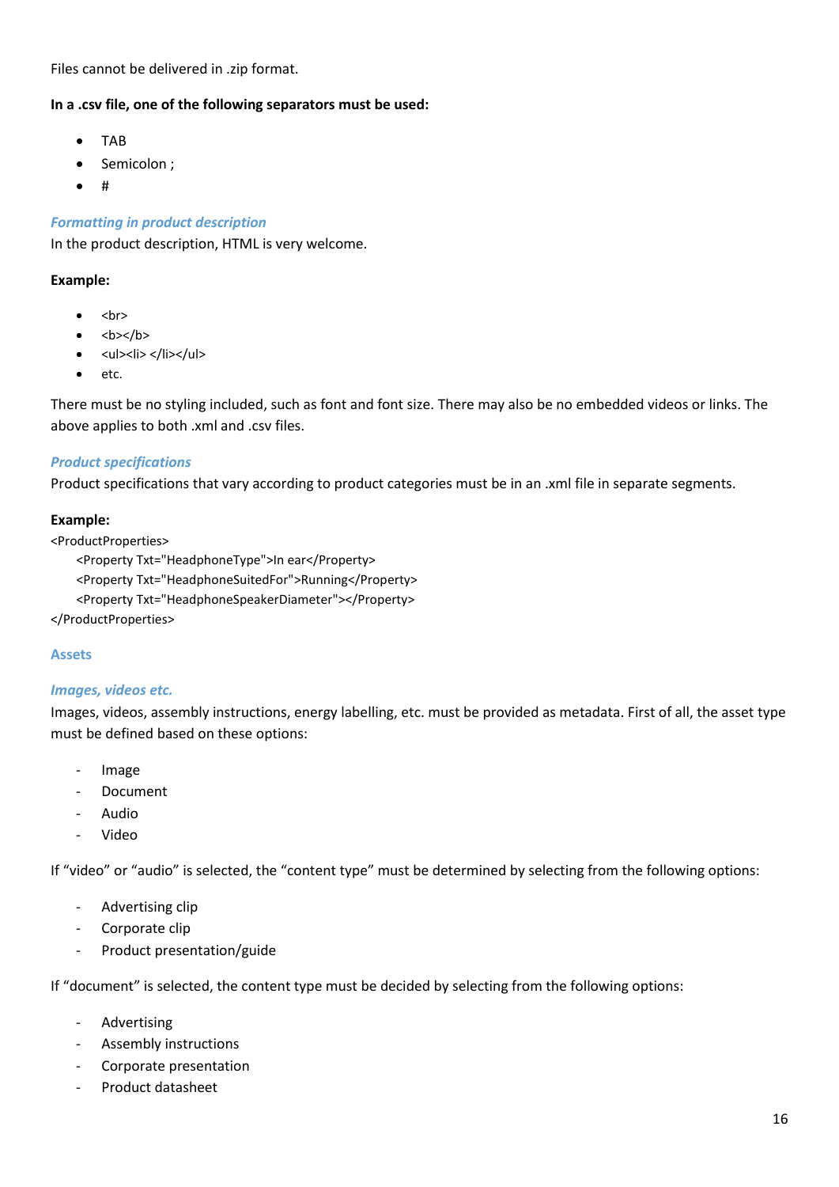Files cannot be delivered in .zip format.

**In a .csv file, one of the following separators must be used:**

- TAB
- Semicolon ;
- #

### *Formatting in product description*

In the product description, HTML is very welcome.

**Example:**

- <br>
- <b></b>
- <ul><li> </li></ul>
- etc.

There must be no styling included, such as font and font size. There may also be no embedded videos or links. The above applies to both .xml and .csv files.

### *Product specifications*

Product specifications that vary according to product categories must be in an .xml file in separate segments.

**Example:**

```
<ProductProperties>
    <Property Txt="HeadphoneType">In ear</Property>
    <Property Txt="HeadphoneSuitedFor">Running</Property>
    <Property Txt="HeadphoneSpeakerDiameter"></Property>
</ProductProperties>
```

## Assets

### *Images, videos etc.*

Images, videos, assembly instructions, energy labelling, etc. must be provided as metadata. First of all, the asset type must be defined based on these options:

- Image
- Document
- Audio
- Video

If “video” or “audio” is selected, the “content type” must be determined by selecting from the following options:

- Advertising clip
- Corporate clip
- Product presentation/guide

If “document” is selected, the content type must be decided by selecting from the following options:

- Advertising
- Assembly instructions
- Corporate presentation
- Product datasheet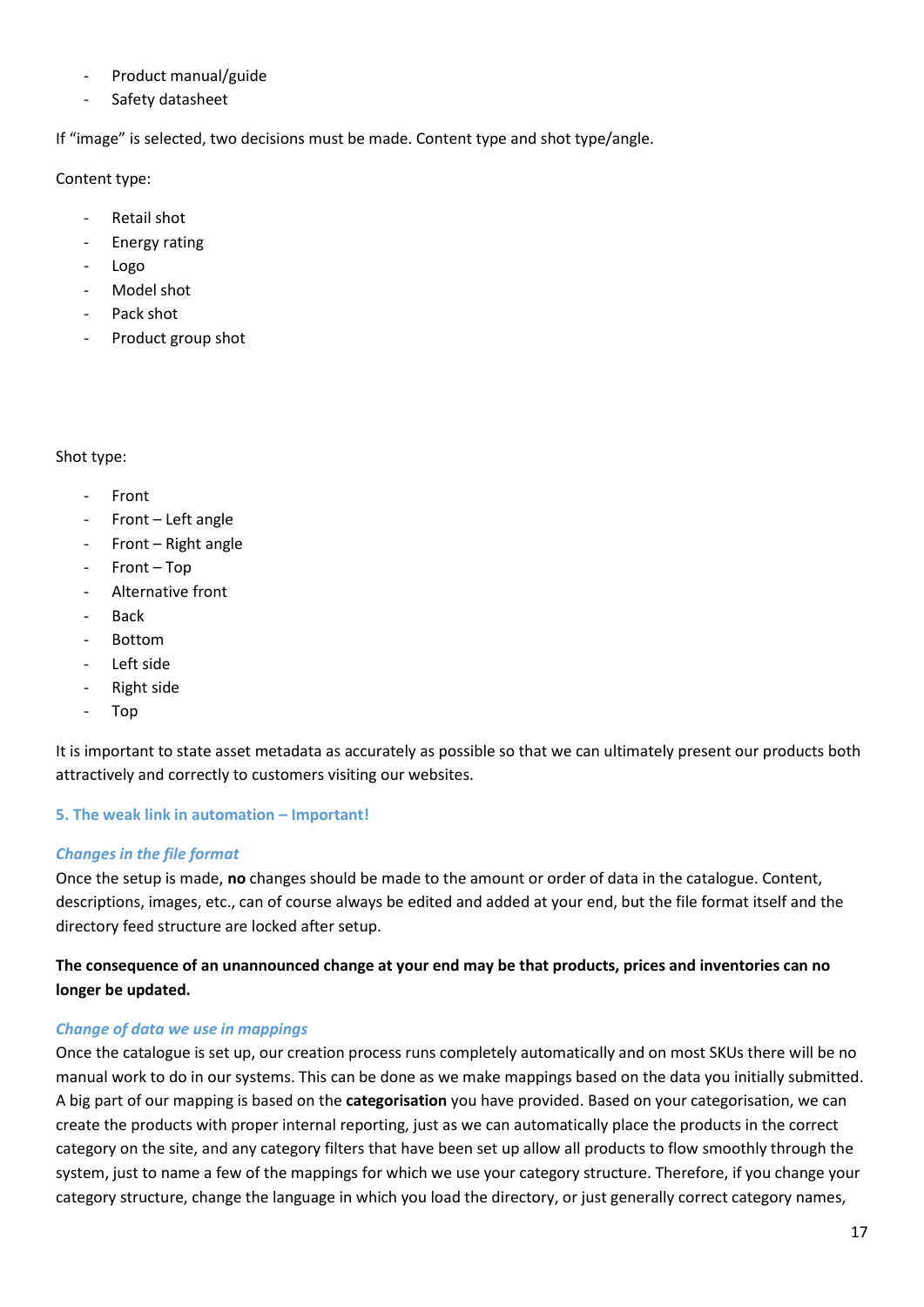- Product manual/guide
- Safety datasheet

If "image" is selected, two decisions must be made. Content type and shot type/angle.

Content type:

- Retail shot
- Energy rating
- Logo
- Model shot
- Pack shot
- Product group shot

Shot type:

- Front
- Front – Left angle
- Front – Right angle
- Front – Top
- Alternative front
- Back
- Bottom
- Left side
- Right side
- Top

It is important to state asset metadata as accurately as possible so that we can ultimately present our products both attractively and correctly to customers visiting our websites.

## 5. The weak link in automation – Important!

### *Changes in the file format*

Once the setup is made, **no** changes should be made to the amount or order of data in the catalogue. Content, descriptions, images, etc., can of course always be edited and added at your end, but the file format itself and the directory feed structure are locked after setup.

**The consequence of an unannounced change at your end may be that products, prices and inventories can no longer be updated.**

### *Change of data we use in mappings*

Once the catalogue is set up, our creation process runs completely automatically and on most SKUs there will be no manual work to do in our systems. This can be done as we make mappings based on the data you initially submitted. A big part of our mapping is based on the **categorisation** you have provided. Based on your categorisation, we can create the products with proper internal reporting, just as we can automatically place the products in the correct category on the site, and any category filters that have been set up allow all products to flow smoothly through the system, just to name a few of the mappings for which we use your category structure. Therefore, if you change your category structure, change the language in which you load the directory, or just generally correct category names,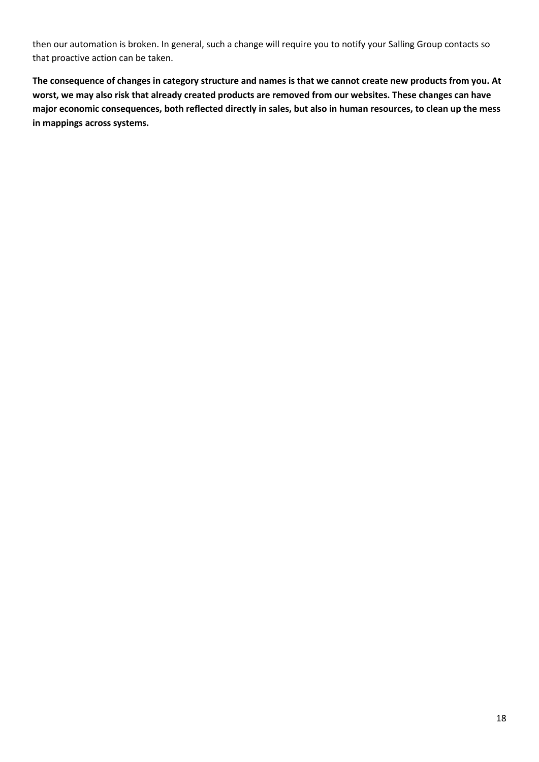then our automation is broken. In general, such a change will require you to notify your Salling Group contacts so that proactive action can be taken.

**The consequence of changes in category structure and names is that we cannot create new products from you. At worst, we may also risk that already created products are removed from our websites. These changes can have major economic consequences, both reflected directly in sales, but also in human resources, to clean up the mess in mappings across systems.**